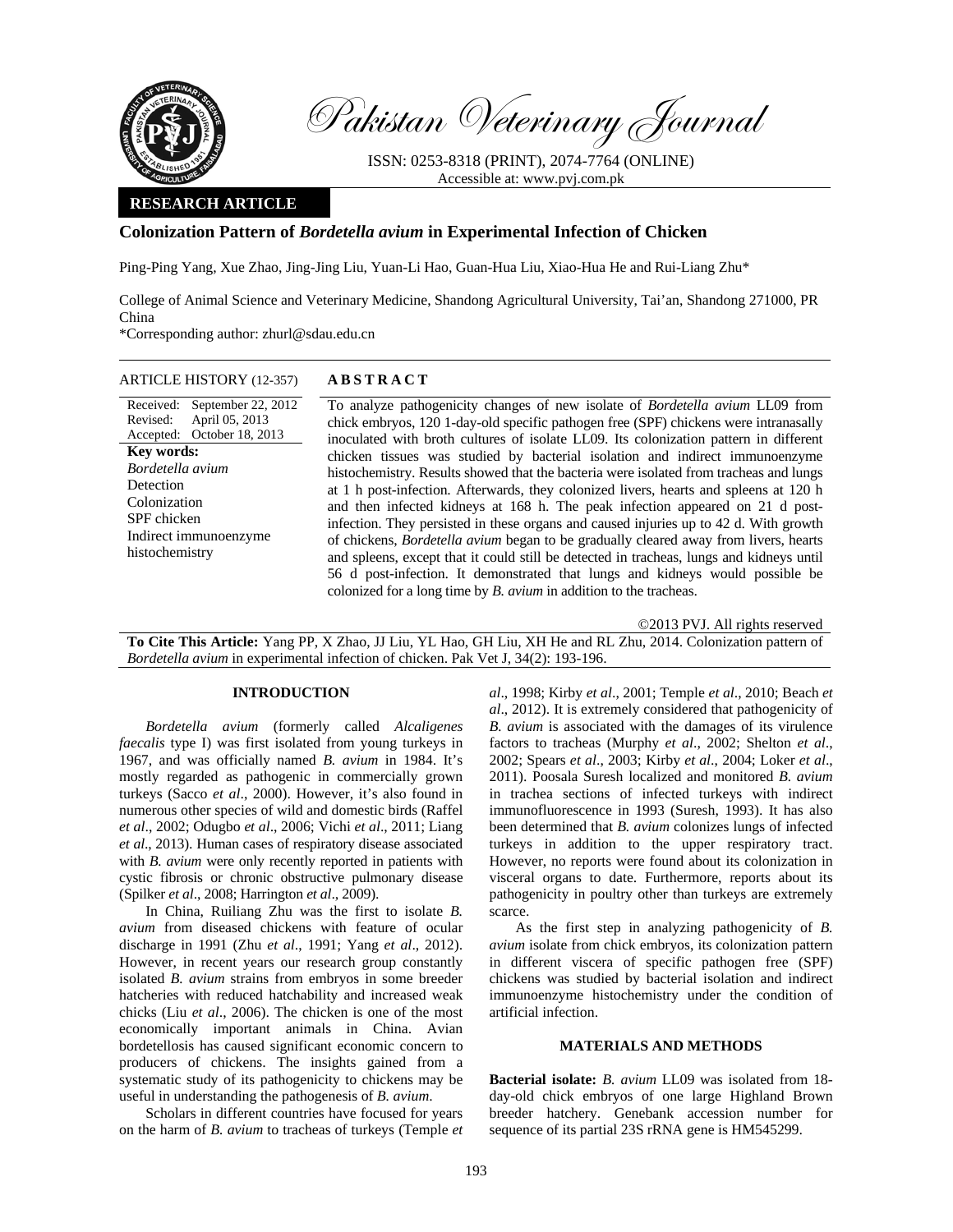Pakistan Veterinary Journal

ISSN: 0253-8318 (PRINT), 2074-7764 (ONLINE)
Accessible at: www.pvj.com.pk

**RESEARCH ARTICLE**

# Colonization Pattern of *Bordetella avium* in Experimental Infection of Chicken

Ping-Ping Yang, Xue Zhao, Jing-Jing Liu, Yuan-Li Hao, Guan-Hua Liu, Xiao-Hua He and Rui-Liang Zhu*

College of Animal Science and Veterinary Medicine, Shandong Agricultural University, Tai'an, Shandong 271000, PR China

*Corresponding author: zhurl@sdau.edu.cn

ARTICLE HISTORY (12-357)

Received: September 22, 2012
Revised: April 05, 2013
Accepted: October 18, 2013

**Key words:**
*Bordetella avium*
Detection
Colonization
SPF chicken
Indirect immunoenzyme histochemistry

## ABSTRACT

To analyze pathogenicity changes of new isolate of *Bordetella avium* LL09 from chick embryos, 120 1-day-old specific pathogen free (SPF) chickens were intranasally inoculated with broth cultures of isolate LL09. Its colonization pattern in different chicken tissues was studied by bacterial isolation and indirect immunoenzyme histochemistry. Results showed that the bacteria were isolated from tracheas and lungs at 1 h post-infection. Afterwards, they colonized livers, hearts and spleens at 120 h and then infected kidneys at 168 h. The peak infection appeared on 21 d post-infection. They persisted in these organs and caused injuries up to 42 d. With growth of chickens, *Bordetella avium* began to be gradually cleared away from livers, hearts and spleens, except that it could still be detected in tracheas, lungs and kidneys until 56 d post-infection. It demonstrated that lungs and kidneys would possible be colonized for a long time by *B. avium* in addition to the tracheas.

©2013 PVJ. All rights reserved

**To Cite This Article:** Yang PP, X Zhao, JJ Liu, YL Hao, GH Liu, XH He and RL Zhu, 2014. Colonization pattern of *Bordetella avium* in experimental infection of chicken. Pak Vet J, 34(2): 193-196.

## INTRODUCTION

*Bordetella avium* (formerly called *Alcaligenes faecalis* type I) was first isolated from young turkeys in 1967, and was officially named *B. avium* in 1984. It's mostly regarded as pathogenic in commercially grown turkeys (Sacco *et al*., 2000). However, it's also found in numerous other species of wild and domestic birds (Raffel *et al*., 2002; Odugbo *et al*., 2006; Vichi *et al*., 2011; Liang *et al*., 2013). Human cases of respiratory disease associated with *B. avium* were only recently reported in patients with cystic fibrosis or chronic obstructive pulmonary disease (Spilker *et al*., 2008; Harrington *et al*., 2009).

In China, Ruiliang Zhu was the first to isolate *B. avium* from diseased chickens with feature of ocular discharge in 1991 (Zhu *et al*., 1991; Yang *et al*., 2012). However, in recent years our research group constantly isolated *B. avium* strains from embryos in some breeder hatcheries with reduced hatchability and increased weak chicks (Liu *et al*., 2006). The chicken is one of the most economically important animals in China. Avian bordetellosis has caused significant economic concern to producers of chickens. The insights gained from a systematic study of its pathogenicity to chickens may be useful in understanding the pathogenesis of *B. avium*.

Scholars in different countries have focused for years on the harm of *B. avium* to tracheas of turkeys (Temple *et al*., 1998; Kirby *et al*., 2001; Temple *et al*., 2010; Beach *et al*., 2012). It is extremely considered that pathogenicity of *B. avium* is associated with the damages of its virulence factors to tracheas (Murphy *et al*., 2002; Shelton *et al*., 2002; Spears *et al*., 2003; Kirby *et al*., 2004; Loker *et al*., 2011). Poosala Suresh localized and monitored *B. avium* in trachea sections of infected turkeys with indirect immunofluorescence in 1993 (Suresh, 1993). It has also been determined that *B. avium* colonizes lungs of infected turkeys in addition to the upper respiratory tract. However, no reports were found about its colonization in visceral organs to date. Furthermore, reports about its pathogenicity in poultry other than turkeys are extremely scarce.

As the first step in analyzing pathogenicity of *B. avium* isolate from chick embryos, its colonization pattern in different viscera of specific pathogen free (SPF) chickens was studied by bacterial isolation and indirect immunoenzyme histochemistry under the condition of artificial infection.

## MATERIALS AND METHODS

**Bacterial isolate:** *B. avium* LL09 was isolated from 18-day-old chick embryos of one large Highland Brown breeder hatchery. Genebank accession number for sequence of its partial 23S rRNA gene is HM545299.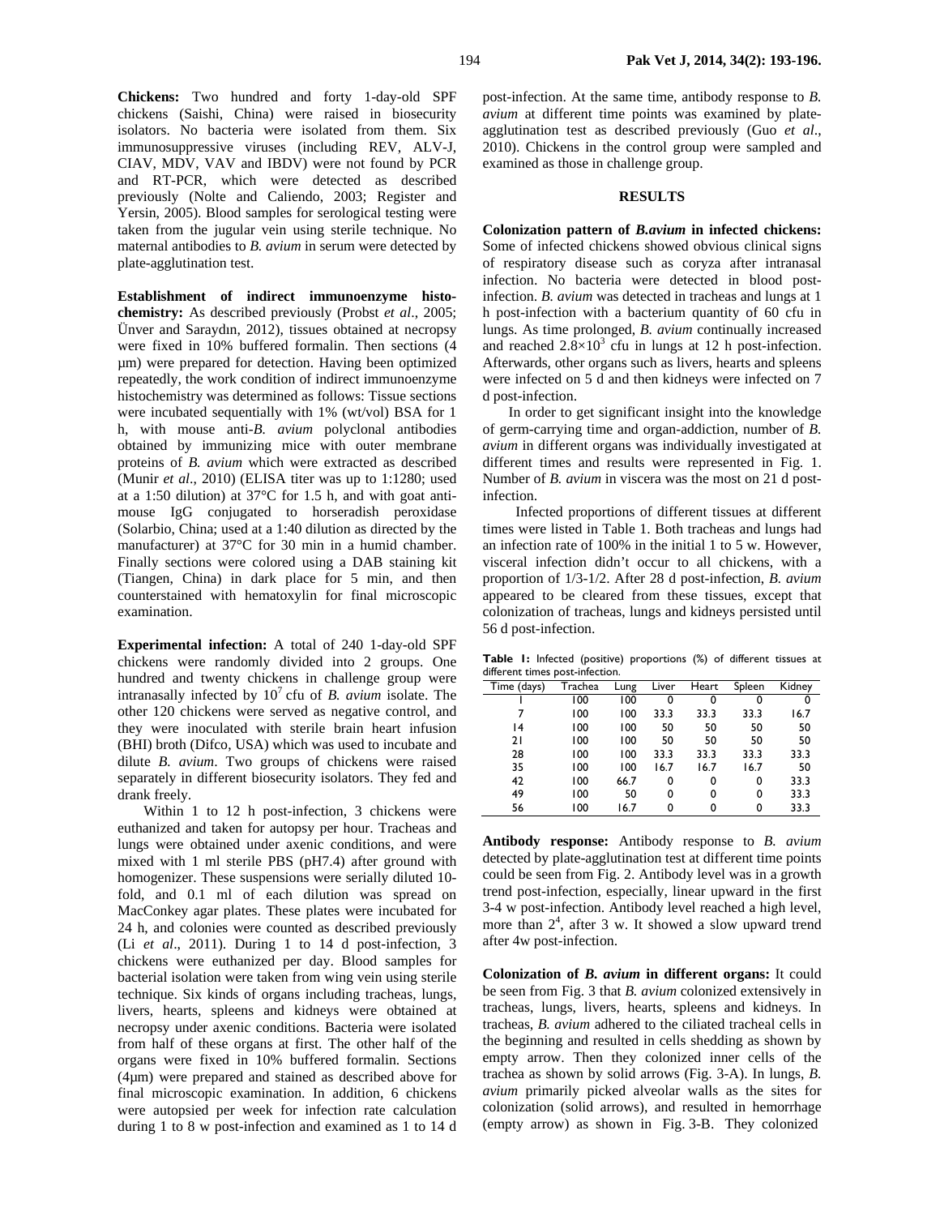**Chickens:** Two hundred and forty 1-day-old SPF chickens (Saishi, China) were raised in biosecurity isolators. No bacteria were isolated from them. Six immunosuppressive viruses (including REV, ALV-J, CIAV, MDV, VAV and IBDV) were not found by PCR and RT-PCR, which were detected as described previously (Nolte and Caliendo, 2003; Register and Yersin, 2005). Blood samples for serological testing were taken from the jugular vein using sterile technique. No maternal antibodies to *B. avium* in serum were detected by plate-agglutination test.

**Establishment of indirect immunoenzyme histochemistry:** As described previously (Probst *et al*., 2005; Ünver and Saraydın, 2012), tissues obtained at necropsy were fixed in 10% buffered formalin. Then sections (4 μm) were prepared for detection. Having been optimized repeatedly, the work condition of indirect immunoenzyme histochemistry was determined as follows: Tissue sections were incubated sequentially with 1% (wt/vol) BSA for 1 h, with mouse anti-*B. avium* polyclonal antibodies obtained by immunizing mice with outer membrane proteins of *B. avium* which were extracted as described (Munir *et al*., 2010) (ELISA titer was up to 1:1280; used at a 1:50 dilution) at 37°C for 1.5 h, and with goat anti-mouse IgG conjugated to horseradish peroxidase (Solarbio, China; used at a 1:40 dilution as directed by the manufacturer) at 37°C for 30 min in a humid chamber. Finally sections were colored using a DAB staining kit (Tiangen, China) in dark place for 5 min, and then counterstained with hematoxylin for final microscopic examination.

**Experimental infection:** A total of 240 1-day-old SPF chickens were randomly divided into 2 groups. One hundred and twenty chickens in challenge group were intranasally infected by $10^7$ cfu of *B. avium* isolate. The other 120 chickens were served as negative control, and they were inoculated with sterile brain heart infusion (BHI) broth (Difco, USA) which was used to incubate and dilute *B. avium*. Two groups of chickens were raised separately in different biosecurity isolators. They fed and drank freely.

Within 1 to 12 h post-infection, 3 chickens were euthanized and taken for autopsy per hour. Tracheas and lungs were obtained under axenic conditions, and were mixed with 1 ml sterile PBS (pH7.4) after ground with homogenizer. These suspensions were serially diluted 10-fold, and 0.1 ml of each dilution was spread on MacConkey agar plates. These plates were incubated for 24 h, and colonies were counted as described previously (Li *et al*., 2011). During 1 to 14 d post-infection, 3 chickens were euthanized per day. Blood samples for bacterial isolation were taken from wing vein using sterile technique. Six kinds of organs including tracheas, lungs, livers, hearts, spleens and kidneys were obtained at necropsy under axenic conditions. Bacteria were isolated from half of these organs at first. The other half of the organs were fixed in 10% buffered formalin. Sections (4μm) were prepared and stained as described above for final microscopic examination. In addition, 6 chickens were autopsied per week for infection rate calculation during 1 to 8 w post-infection and examined as 1 to 14 d post-infection. At the same time, antibody response to *B. avium* at different time points was examined by plate-agglutination test as described previously (Guo *et al*., 2010). Chickens in the control group were sampled and examined as those in challenge group.

## RESULTS

**Colonization pattern of *B.avium* in infected chickens:** Some of infected chickens showed obvious clinical signs of respiratory disease such as coryza after intranasal infection. No bacteria were detected in blood post-infection. *B. avium* was detected in tracheas and lungs at 1 h post-infection with a bacterium quantity of 60 cfu in lungs. As time prolonged, *B. avium* continually increased and reached $2.8 \times 10^3$ cfu in lungs at 12 h post-infection. Afterwards, other organs such as livers, hearts and spleens were infected on 5 d and then kidneys were infected on 7 d post-infection.

In order to get significant insight into the knowledge of germ-carrying time and organ-addiction, number of *B. avium* in different organs was individually investigated at different times and results were represented in Fig. 1. Number of *B. avium* in viscera was the most on 21 d post-infection.

Infected proportions of different tissues at different times were listed in Table 1. Both tracheas and lungs had an infection rate of 100% in the initial 1 to 5 w. However, visceral infection didn't occur to all chickens, with a proportion of 1/3-1/2. After 28 d post-infection, *B. avium* appeared to be cleared from these tissues, except that colonization of tracheas, lungs and kidneys persisted until 56 d post-infection.

**Table 1:** Infected (positive) proportions (%) of different tissues at different times post-infection.

| Time (days) | Trachea | Lung | Liver | Heart | Spleen | Kidney |
|---|---|---|---|---|---|---|
| 1 | 100 | 100 | 0 | 0 | 0 | 0 |
| 7 | 100 | 100 | 33.3 | 33.3 | 33.3 | 16.7 |
| 14 | 100 | 100 | 50 | 50 | 50 | 50 |
| 21 | 100 | 100 | 50 | 50 | 50 | 50 |
| 28 | 100 | 100 | 33.3 | 33.3 | 33.3 | 33.3 |
| 35 | 100 | 100 | 16.7 | 16.7 | 16.7 | 50 |
| 42 | 100 | 66.7 | 0 | 0 | 0 | 33.3 |
| 49 | 100 | 50 | 0 | 0 | 0 | 33.3 |
| 56 | 100 | 16.7 | 0 | 0 | 0 | 33.3 |

**Antibody response:** Antibody response to *B. avium* detected by plate-agglutination test at different time points could be seen from Fig. 2. Antibody level was in a growth trend post-infection, especially, linear upward in the first 3-4 w post-infection. Antibody level reached a high level, more than $2^4$, after 3 w. It showed a slow upward trend after 4w post-infection.

**Colonization of *B. avium* in different organs:** It could be seen from Fig. 3 that *B. avium* colonized extensively in tracheas, lungs, livers, hearts, spleens and kidneys. In tracheas, *B. avium* adhered to the ciliated tracheal cells in the beginning and resulted in cells shedding as shown by empty arrow. Then they colonized inner cells of the trachea as shown by solid arrows (Fig. 3-A). In lungs, *B. avium* primarily picked alveolar walls as the sites for colonization (solid arrows), and resulted in hemorrhage (empty arrow) as shown in Fig. 3-B. They colonized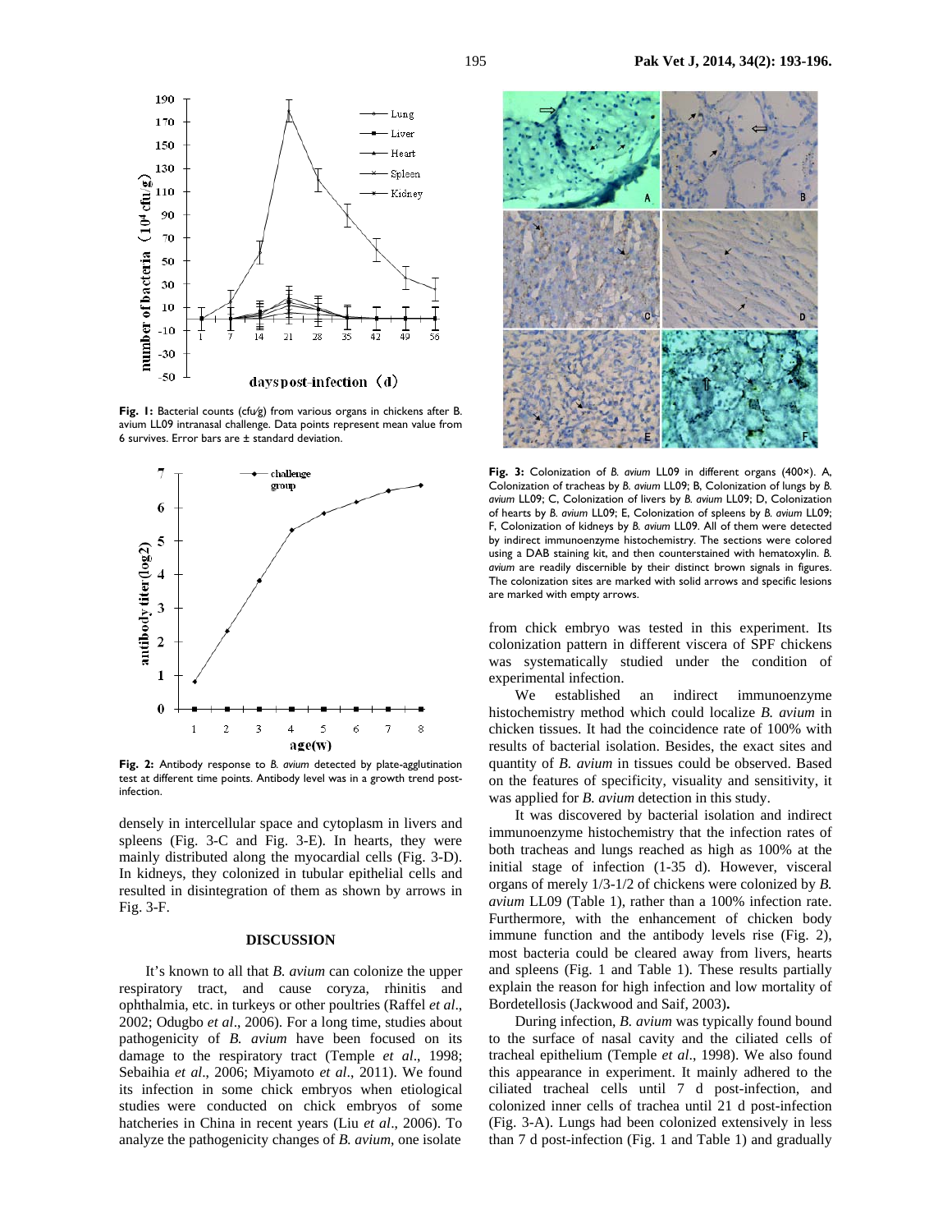**Fig. 1:** Bacterial counts (cfu/g) from various organs in chickens after B. avium LL09 intranasal challenge. Data points represent mean value from 6 survives. Error bars are ± standard deviation.

**Fig. 2:** Antibody response to *B. avium* detected by plate-agglutination test at different time points. Antibody level was in a growth trend post-infection.

densely in intercellular space and cytoplasm in livers and spleens (Fig. 3-C and Fig. 3-E). In hearts, they were mainly distributed along the myocardial cells (Fig. 3-D). In kidneys, they colonized in tubular epithelial cells and resulted in disintegration of them as shown by arrows in Fig. 3-F.

## DISCUSSION

It's known to all that *B. avium* can colonize the upper respiratory tract, and cause coryza, rhinitis and ophthalmia, etc. in turkeys or other poultries (Raffel *et al*., 2002; Odugbo *et al*., 2006). For a long time, studies about pathogenicity of *B. avium* have been focused on its damage to the respiratory tract (Temple *et al*., 1998; Sebaihia *et al*., 2006; Miyamoto *et al*., 2011). We found its infection in some chick embryos when etiological studies were conducted on chick embryos of some hatcheries in China in recent years (Liu *et al*., 2006). To analyze the pathogenicity changes of *B. avium*, one isolate from chick embryo was tested in this experiment. Its colonization pattern in different viscera of SPF chickens was systematically studied under the condition of experimental infection.

**Fig. 3:** Colonization of *B. avium* LL09 in different organs (400×). A, Colonization of tracheas by *B. avium* LL09; B, Colonization of lungs by *B. avium* LL09; C, Colonization of livers by *B. avium* LL09; D, Colonization of hearts by *B. avium* LL09; E, Colonization of spleens by *B. avium* LL09; F, Colonization of kidneys by *B. avium* LL09. All of them were detected by indirect immunoenzyme histochemistry. The sections were colored using a DAB staining kit, and then counterstained with hematoxylin. *B. avium* are readily discernible by their distinct brown signals in figures. The colonization sites are marked with solid arrows and specific lesions are marked with empty arrows.

We established an indirect immunoenzyme histochemistry method which could localize *B. avium* in chicken tissues. It had the coincidence rate of 100% with results of bacterial isolation. Besides, the exact sites and quantity of *B. avium* in tissues could be observed. Based on the features of specificity, visuality and sensitivity, it was applied for *B. avium* detection in this study.

It was discovered by bacterial isolation and indirect immunoenzyme histochemistry that the infection rates of both tracheas and lungs reached as high as 100% at the initial stage of infection (1-35 d). However, visceral organs of merely 1/3-1/2 of chickens were colonized by *B. avium* LL09 (Table 1), rather than a 100% infection rate. Furthermore, with the enhancement of chicken body immune function and the antibody levels rise (Fig. 2), most bacteria could be cleared away from livers, hearts and spleens (Fig. 1 and Table 1). These results partially explain the reason for high infection and low mortality of Bordetellosis (Jackwood and Saif, 2003).

During infection, *B. avium* was typically found bound to the surface of nasal cavity and the ciliated cells of tracheal epithelium (Temple *et al*., 1998). We also found this appearance in experiment. It mainly adhered to the ciliated tracheal cells until 7 d post-infection, and colonized inner cells of trachea until 21 d post-infection (Fig. 3-A). Lungs had been colonized extensively in less than 7 d post-infection (Fig. 1 and Table 1) and gradually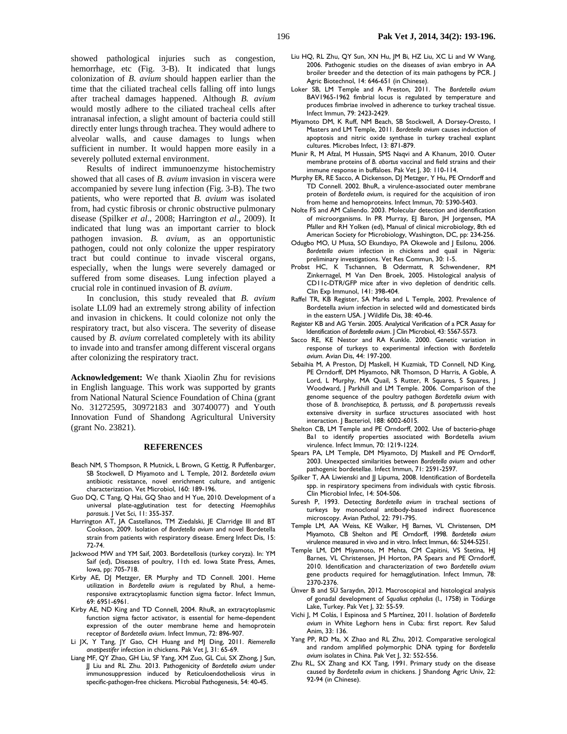showed pathological injuries such as congestion, hemorrhage, etc (Fig. 3-B). It indicated that lungs colonization of *B. avium* should happen earlier than the time that the ciliated tracheal cells falling off into lungs after tracheal damages happened. Although *B. avium* would mostly adhere to the ciliated tracheal cells after intranasal infection, a slight amount of bacteria could still directly enter lungs through trachea. They would adhere to alveolar walls, and cause damages to lungs when sufficient in number. It would happen more easily in a severely polluted external environment.

Results of indirect immunoenzyme histochemistry showed that all cases of *B. avium* invasion in viscera were accompanied by severe lung infection (Fig. 3-B). The two patients, who were reported that *B. avium* was isolated from, had cystic fibrosis or chronic obstructive pulmonary disease (Spilker *et al*., 2008; Harrington *et al*., 2009). It indicated that lung was an important carrier to block pathogen invasion. *B. avium*, as an opportunistic pathogen, could not only colonize the upper respiratory tract but could continue to invade visceral organs, especially, when the lungs were severely damaged or suffered from some diseases. Lung infection played a crucial role in continued invasion of *B. avium*.

In conclusion, this study revealed that *B. avium* isolate LL09 had an extremely strong ability of infection and invasion in chickens. It could colonize not only the respiratory tract, but also viscera. The severity of disease caused by *B. avium* correlated completely with its ability to invade into and transfer among different visceral organs after colonizing the respiratory tract.

**Acknowledgement:** We thank Xiaolin Zhu for revisions in English language. This work was supported by grants from National Natural Science Foundation of China (grant No. 31272595, 30972183 and 30740077) and Youth Innovation Fund of Shandong Agricultural University (grant No. 23821).

## REFERENCES

Beach NM, S Thompson, R Mutnick, L Brown, G Kettig, R Puffenbarger, SB Stockwell, D Miyamoto and L Temple, 2012. *Bordetella avium* antibiotic resistance, novel enrichment culture, and antigenic characterization. Vet Microbiol, 160: 189-196.

Guo DQ, C Tang, Q Hai, GQ Shao and H Yue, 2010. Development of a universal plate-agglutination test for detecting *Haemophilus parasuis*. J Vet Sci, 11: 355-357.

Harrington AT, JA Castellanos, TM Ziedalski, JE Clarridge III and BT Cookson, 2009. Isolation of *Bordetella avium* and novel Bordetella strain from patients with respiratory disease. Emerg Infect Dis, 15: 72-74.

Jackwood MW and YM Saif, 2003. Bordetellosis (turkey coryza). In: YM Saif (ed), Diseases of poultry, 11th ed. Iowa State Press, Ames, Iowa, pp: 705-718.

Kirby AE, DJ Metzger, ER Murphy and TD Connell. 2001. Heme utilization in *Bordetella avium* is regulated by RhuI, a heme-responsive extracytoplasmic function sigma factor. Infect Immun, 69: 6951-6961.

Kirby AE, ND King and TD Connell, 2004. RhuR, an extracytoplasmic function sigma factor activator, is essential for heme-dependent expression of the outer membrane heme and hemoprotein receptor of *Bordetella avium*. Infect Immun, 72: 896-907.

Li JX, Y Tang, JY Gao, CH Huang and MJ Ding, 2011. *Riemerella anatipestifer* infection in chickens. Pak Vet J, 31: 65-69.

Liang MF, QY Zhao, GH Liu, SF Yang, XM Zuo, GL Cui, SX Zhong, J Sun, JJ Liu and RL Zhu. 2013. Pathogenicity of *Bordetella avium* under immunosuppression induced by Reticuloendotheliosis virus in specific-pathogen-free chickens. Microbial Pathogenesis, 54: 40-45.

Liu HQ, RL Zhu, QY Sun, XN Hu, JM Bi, HZ Liu, XC Li and W Wang, 2006. Pathogenic studies on the diseases of avian embryo in AA broiler breeder and the detection of its main pathogens by PCR. J Agric Biotechnol, 14: 646-651 (in Chinese).

Loker SB, LM Temple and A Preston, 2011. The *Bordetella avium* BAV1965-1962 fimbrial locus is regulated by temperature and produces fimbriae involved in adherence to turkey tracheal tissue. Infect Immun, 79: 2423-2429.

Miyamoto DM, K Ruff, NM Beach, SB Stockwell, A Dorsey-Oresto, I Masters and LM Temple, 2011. *Bordetella avium* causes induction of apoptosis and nitric oxide synthase in turkey tracheal explant cultures. Microbes Infect, 13: 871-879.

Munir R, M Afzal, M Hussain, SMS Naqvi and A Khanum, 2010. Outer membrane proteins of *B. abortus* vaccinal and field strains and their immune response in buffaloes. Pak Vet J, 30: 110-114.

Murphy ER, RE Sacco, A Dickenson, DJ Metzger, Y Hu, PE Orndorff and TD Connell. 2002. BhuR, a virulence-associated outer membrane protein of *Bordetella avium*, is required for the acquisition of iron from heme and hemoproteins. Infect Immun, 70: 5390-5403.

Nolte FS and AM Caliendo. 2003. Molecular detection and identification of microorganisms. In PR Murray, EJ Baron, JH Jorgensen, MA Pfaller and RH Yolken (ed), Manual of clinical microbiology, 8th ed American Society for Microbiology, Washington, DC, pp: 234-256.

Odugbo MO, U Musa, SO Ekundayo, PA Okewole and J Esilonu, 2006. *Bordetella avium* infection in chickens and quail in Nigeria: preliminary investigations. Vet Res Commun, 30: 1-5.

Probst HC, K Tschannen, B Odermatt, R Schwendener, RM Zinkernagel, M Van Den Broek, 2005. Histological analysis of CD11c-DTR/GFP mice after in vivo depletion of dendritic cells. Clin Exp Immunol, 141: 398-404.

Raffel TR, KB Register, SA Marks and L Temple, 2002. Prevalence of Bordetella avium infection in selected wild and domesticated birds in the eastern USA. J Wildlife Dis, 38: 40-46.

Register KB and AG Yersin. 2005. Analytical Verification of a PCR Assay for Identification of *Bordetella avium*. J Clin Microbiol, 43: 5567-5573.

Sacco RE, KE Nestor and RA Kunkle. 2000. Genetic variation in response of turkeys to experimental infection with *Bordetella avium*. Avian Dis, 44: 197-200.

Sebaihia M, A Preston, DJ Maskell, H Kuzmiak, TD Connell, ND King, PE Orndorff, DM Miyamoto, NR Thomson, D Harris, A Goble, A Lord, L Murphy, MA Quail, S Rutter, R Squares, S Squares, J Woodward, J Parkhill and LM Temple. 2006. Comparison of the genome sequence of the poultry pathogen *Bordetella avium* with those of *B. bronchiseptica, B. pertussis, and B. parapertussis* reveals extensive diversity in surface structures associated with host interaction. J Bacteriol, 188: 6002-6015.

Shelton CB, LM Temple and PE Orndorff, 2002. Use of bacterio-phage Ba1 to identify properties associated with Bordetella avium virulence. Infect Immun, 70: 1219-1224.

Spears PA, LM Temple, DM Miyamoto, DJ Maskell and PE Orndorff, 2003. Unexpected similarities between *Bordetella avium* and other pathogenic bordetellae. Infect Immun, 71: 2591-2597.

Spilker T, AA Liwienski and JJ Lipuma, 2008. Identification of Bordetella spp. in respiratory specimens from individuals with cystic fibrosis. Clin Microbiol Infec, 14: 504-506.

Suresh P, 1993. Detecting *Bordetella avium* in tracheal sections of turkeys by monoclonal antibody-based indirect fluorescence microscopy. Avian Pathol, 22: 791-795.

Temple LM, AA Weiss, KE Walker, HJ Barnes, VL Christensen, DM Miyamoto, CB Shelton and PE Orndorff, 1998. *Bordetella avium* virulence measured in vivo and in vitro. Infect Immun, 66: 5244-5251.

Temple LM, DM Miyamoto, M Mehta, CM Capitini, VS Stetina, HJ Barnes, VL Christensen, JH Horton, PA Spears and PE Orndorff, 2010. Identification and characterization of two *Bordetella avium* gene products required for hemagglutination. Infect Immun, 78: 2370-2376.

Ünver B and SÜ Saraydın, 2012. Macroscopical and histological analysis of gonadal development of *Squalius cephalus* (l., 1758) in Tödürge Lake, Turkey. Pak Vet J, 32: 55-59.

Vichi J, M Colás, I Espinosa and S Martínez, 2011. Isolation of *Bordetella avium* in White Leghorn hens in Cuba: first report. Rev Salud Anim, 33: 136.

Yang PP, RD Ma, X Zhao and RL Zhu, 2012. Comparative serological and random amplified polymorphic DNA typing for *Bordetella avium* isolates in China. Pak Vet J, 32: 552-556.

Zhu RL, SX Zhang and KX Tang, 1991. Primary study on the disease caused by *Bordetella avium* in chickens. J Shandong Agric Univ, 22: 92-94 (in Chinese).